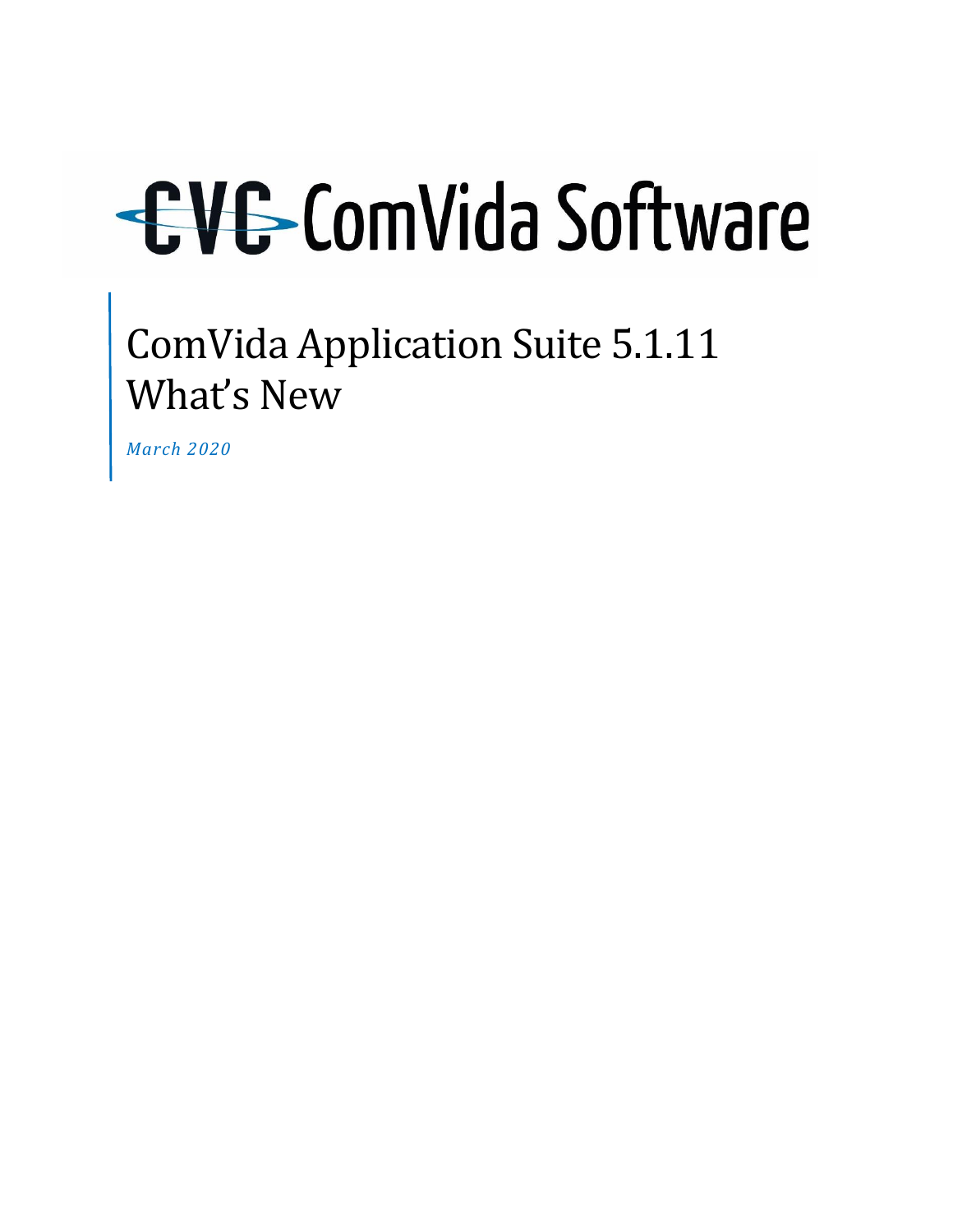CVC ComVida Software

# ComVida Application Suite 5.1.11 What's New

*March 2020*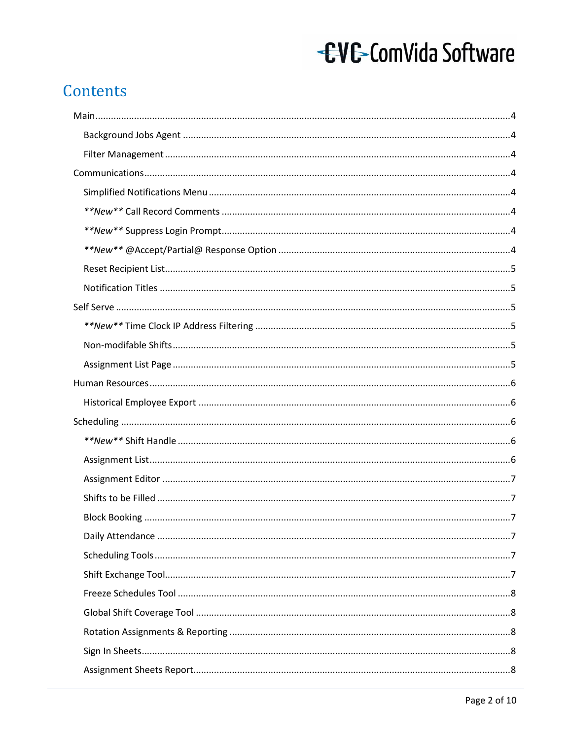# Contents

- Main ........ 4
  - Background Jobs Agent ........ 4
  - Filter Management ........ 4
- Communications ........ 4
  - Simplified Notifications Menu ........ 4
  - *\*\*New\*\** Call Record Comments ........ 4
  - *\*\*New\*\** Suppress Login Prompt ........ 4
  - *\*\*New\*\** @Accept/Partial@ Response Option ........ 4
  - Reset Recipient List ........ 5
  - Notification Titles ........ 5
- Self Serve ........ 5
  - *\*\*New\*\** Time Clock IP Address Filtering ........ 5
  - Non-modifable Shifts ........ 5
  - Assignment List Page ........ 5
- Human Resources ........ 6
  - Historical Employee Export ........ 6
- Scheduling ........ 6
  - *\*\*New\*\** Shift Handle ........ 6
  - Assignment List ........ 6
  - Assignment Editor ........ 7
  - Shifts to be Filled ........ 7
  - Block Booking ........ 7
  - Daily Attendance ........ 7
  - Scheduling Tools ........ 7
  - Shift Exchange Tool ........ 7
  - Freeze Schedules Tool ........ 8
  - Global Shift Coverage Tool ........ 8
  - Rotation Assignments & Reporting ........ 8
  - Sign In Sheets ........ 8
  - Assignment Sheets Report ........ 8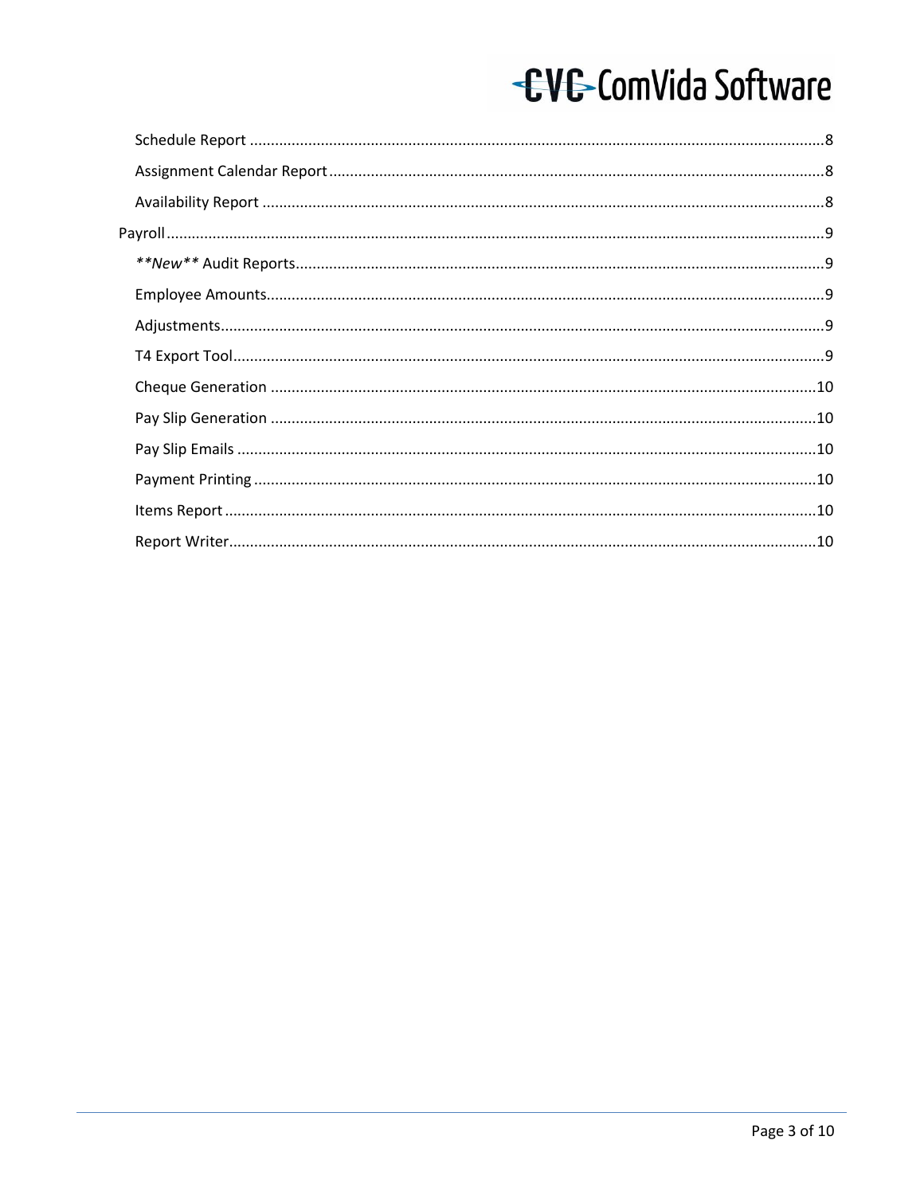- Schedule Report ........ 8
- Assignment Calendar Report ........ 8
- Availability Report ........ 8

Payroll ........ 9

- ***New*** Audit Reports ........ 9
- Employee Amounts ........ 9
- Adjustments ........ 9
- T4 Export Tool ........ 9
- Cheque Generation ........ 10
- Pay Slip Generation ........ 10
- Pay Slip Emails ........ 10
- Payment Printing ........ 10
- Items Report ........ 10
- Report Writer ........ 10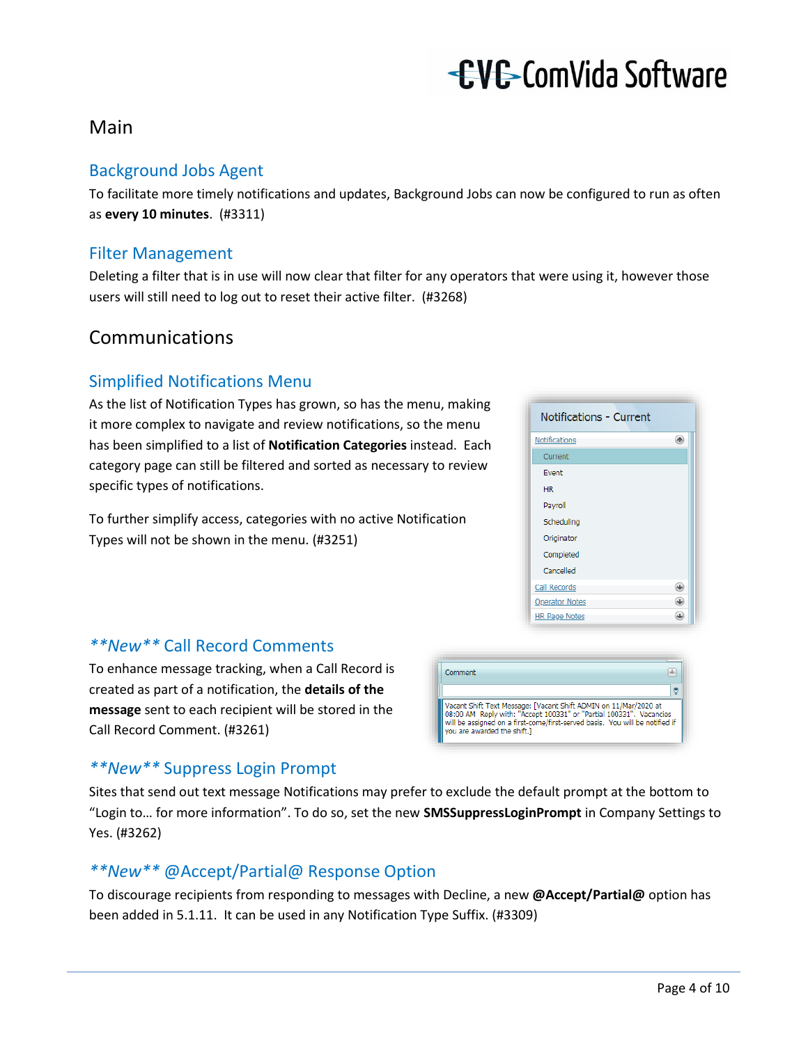# Main

## Background Jobs Agent

To facilitate more timely notifications and updates, Background Jobs can now be configured to run as often as **every 10 minutes**. (#3311)

## Filter Management

Deleting a filter that is in use will now clear that filter for any operators that were using it, however those users will still need to log out to reset their active filter. (#3268)

# Communications

## Simplified Notifications Menu

As the list of Notification Types has grown, so has the menu, making it more complex to navigate and review notifications, so the menu has been simplified to a list of **Notification Categories** instead. Each category page can still be filtered and sorted as necessary to review specific types of notifications.

To further simplify access, categories with no active Notification Types will not be shown in the menu. (#3251)

## *\*\*New\*\** Call Record Comments

To enhance message tracking, when a Call Record is created as part of a notification, the **details of the message** sent to each recipient will be stored in the Call Record Comment. (#3261)

## *\*\*New\*\** Suppress Login Prompt

Sites that send out text message Notifications may prefer to exclude the default prompt at the bottom to "Login to… for more information". To do so, set the new **SMSSuppressLoginPrompt** in Company Settings to Yes. (#3262)

## *\*\*New\*\** @Accept/Partial@ Response Option

To discourage recipients from responding to messages with Decline, a new **@Accept/Partial@** option has been added in 5.1.11. It can be used in any Notification Type Suffix. (#3309)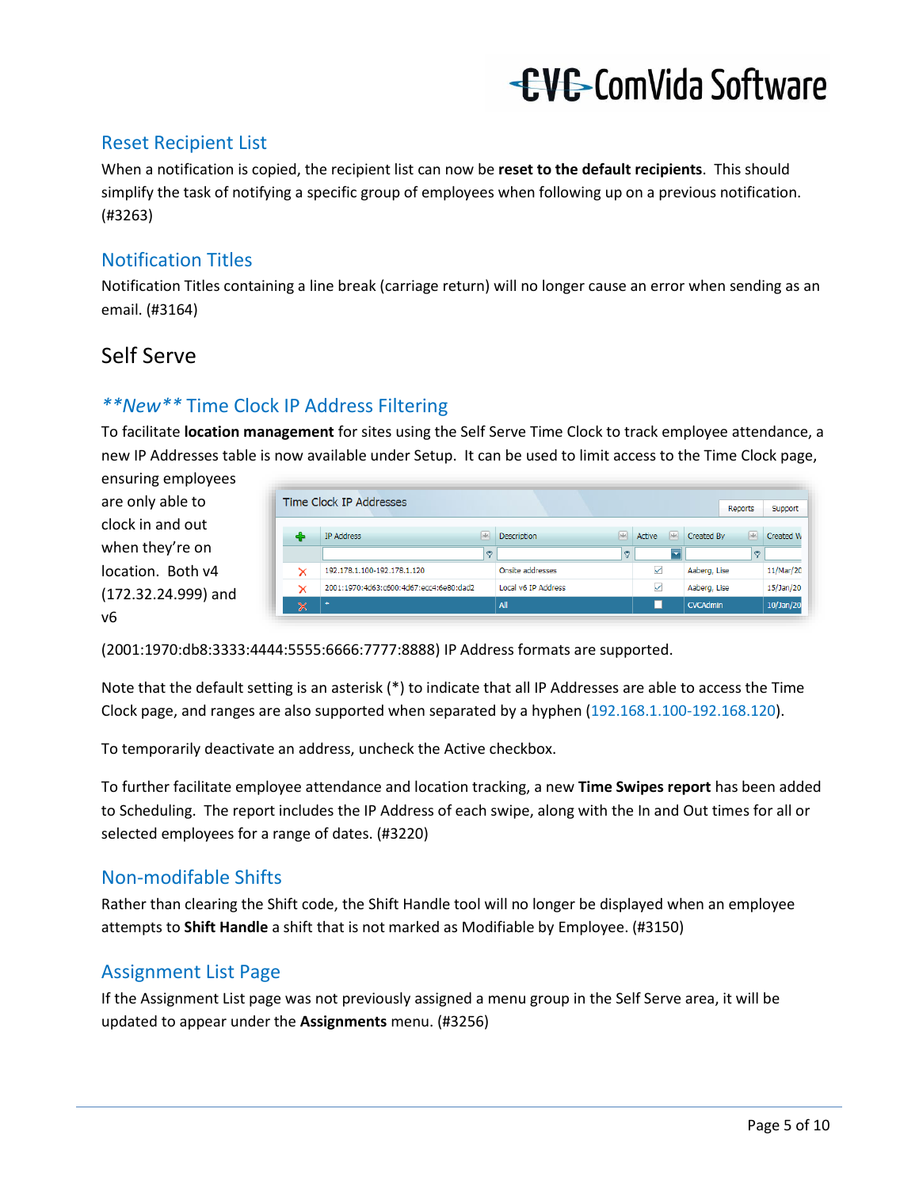### Reset Recipient List

When a notification is copied, the recipient list can now be **reset to the default recipients**. This should simplify the task of notifying a specific group of employees when following up on a previous notification. (#3263)

### Notification Titles

Notification Titles containing a line break (carriage return) will no longer cause an error when sending as an email. (#3164)

## Self Serve

### **New** Time Clock IP Address Filtering

To facilitate **location management** for sites using the Self Serve Time Clock to track employee attendance, a new IP Addresses table is now available under Setup. It can be used to limit access to the Time Clock page, ensuring employees are only able to clock in and out when they're on location. Both v4 (172.32.24.999) and v6 (2001:1970:db8:3333:4444:5555:6666:7777:8888) IP Address formats are supported.

**Time Clock IP Addresses**

| | IP Address | Description | Active | Created By | Created W |
|---|---|---|---|---|---|
| ✕ | 192.178.1.100-192.178.1.120 | Onsite addresses | ☑ | Aaberg, Lise | 11/Mar/20 |
| ✕ | 2001:1970:4d63:c600:4d67:ecc4:6e80:dad2 | Local v6 IP Address | ☑ | Aaberg, Lise | 15/Jan/20 |
| ✕ | * | All | ☐ | CVCAdmin | 10/Jan/20 |

Note that the default setting is an asterisk (*) to indicate that all IP Addresses are able to access the Time Clock page, and ranges are also supported when separated by a hyphen (192.168.1.100-192.168.120).

To temporarily deactivate an address, uncheck the Active checkbox.

To further facilitate employee attendance and location tracking, a new **Time Swipes report** has been added to Scheduling. The report includes the IP Address of each swipe, along with the In and Out times for all or selected employees for a range of dates. (#3220)

### Non-modifiable Shifts

Rather than clearing the Shift code, the Shift Handle tool will no longer be displayed when an employee attempts to **Shift Handle** a shift that is not marked as Modifiable by Employee. (#3150)

### Assignment List Page

If the Assignment List page was not previously assigned a menu group in the Self Serve area, it will be updated to appear under the **Assignments** menu. (#3256)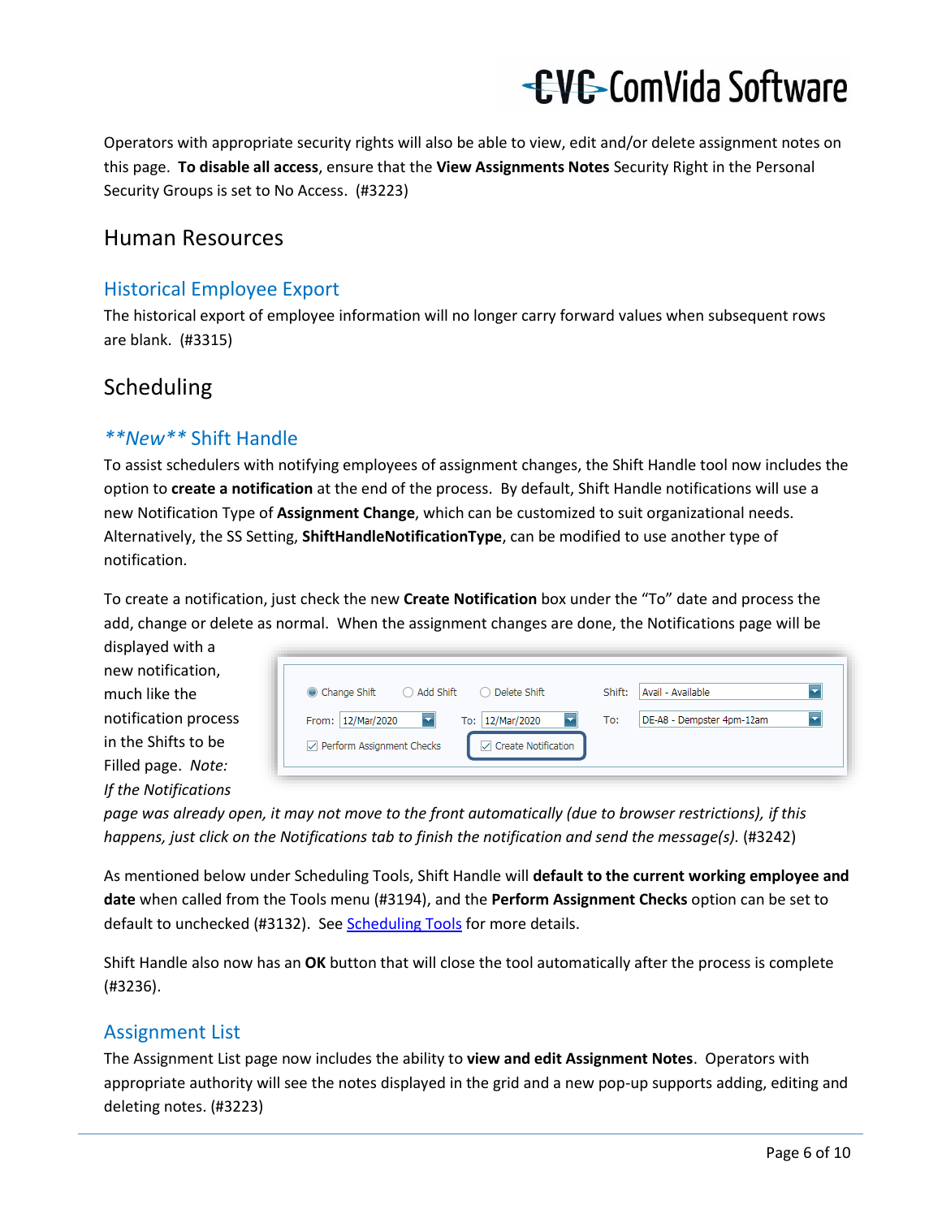Operators with appropriate security rights will also be able to view, edit and/or delete assignment notes on this page. **To disable all access**, ensure that the **View Assignments Notes** Security Right in the Personal Security Groups is set to No Access. (#3223)

# Human Resources

## Historical Employee Export

The historical export of employee information will no longer carry forward values when subsequent rows are blank. (#3315)

# Scheduling

## *\*\*New\*\** Shift Handle

To assist schedulers with notifying employees of assignment changes, the Shift Handle tool now includes the option to **create a notification** at the end of the process. By default, Shift Handle notifications will use a new Notification Type of **Assignment Change**, which can be customized to suit organizational needs. Alternatively, the SS Setting, **ShiftHandleNotificationType**, can be modified to use another type of notification.

To create a notification, just check the new **Create Notification** box under the "To" date and process the add, change or delete as normal. When the assignment changes are done, the Notifications page will be displayed with a new notification, much like the notification process in the Shifts to be Filled page. *Note: If the Notifications page was already open, it may not move to the front automatically (due to browser restrictions), if this happens, just click on the Notifications tab to finish the notification and send the message(s).* (#3242)

As mentioned below under Scheduling Tools, Shift Handle will **default to the current working employee and date** when called from the Tools menu (#3194), and the **Perform Assignment Checks** option can be set to default to unchecked (#3132). See Scheduling Tools for more details.

Shift Handle also now has an **OK** button that will close the tool automatically after the process is complete (#3236).

## Assignment List

The Assignment List page now includes the ability to **view and edit Assignment Notes**. Operators with appropriate authority will see the notes displayed in the grid and a new pop-up supports adding, editing and deleting notes. (#3223)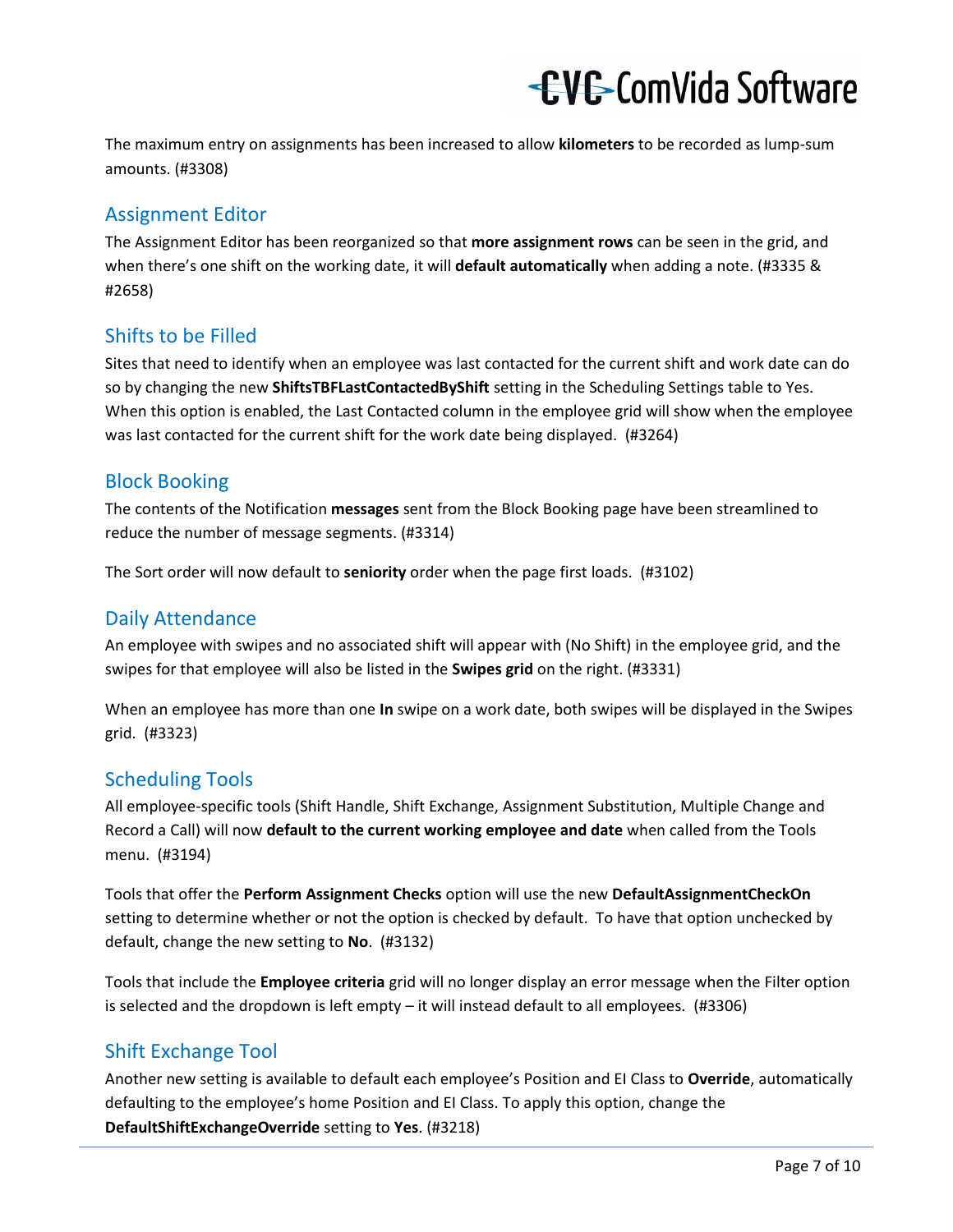The maximum entry on assignments has been increased to allow **kilometers** to be recorded as lump-sum amounts. (#3308)

## Assignment Editor

The Assignment Editor has been reorganized so that **more assignment rows** can be seen in the grid, and when there's one shift on the working date, it will **default automatically** when adding a note. (#3335 & #2658)

## Shifts to be Filled

Sites that need to identify when an employee was last contacted for the current shift and work date can do so by changing the new **ShiftsTBFLastContactedByShift** setting in the Scheduling Settings table to Yes. When this option is enabled, the Last Contacted column in the employee grid will show when the employee was last contacted for the current shift for the work date being displayed. (#3264)

## Block Booking

The contents of the Notification **messages** sent from the Block Booking page have been streamlined to reduce the number of message segments. (#3314)

The Sort order will now default to **seniority** order when the page first loads. (#3102)

## Daily Attendance

An employee with swipes and no associated shift will appear with (No Shift) in the employee grid, and the swipes for that employee will also be listed in the **Swipes grid** on the right. (#3331)

When an employee has more than one **In** swipe on a work date, both swipes will be displayed in the Swipes grid. (#3323)

## Scheduling Tools

All employee-specific tools (Shift Handle, Shift Exchange, Assignment Substitution, Multiple Change and Record a Call) will now **default to the current working employee and date** when called from the Tools menu. (#3194)

Tools that offer the **Perform Assignment Checks** option will use the new **DefaultAssignmentCheckOn** setting to determine whether or not the option is checked by default. To have that option unchecked by default, change the new setting to **No**. (#3132)

Tools that include the **Employee criteria** grid will no longer display an error message when the Filter option is selected and the dropdown is left empty – it will instead default to all employees. (#3306)

## Shift Exchange Tool

Another new setting is available to default each employee's Position and EI Class to **Override**, automatically defaulting to the employee's home Position and EI Class. To apply this option, change the **DefaultShiftExchangeOverride** setting to **Yes**. (#3218)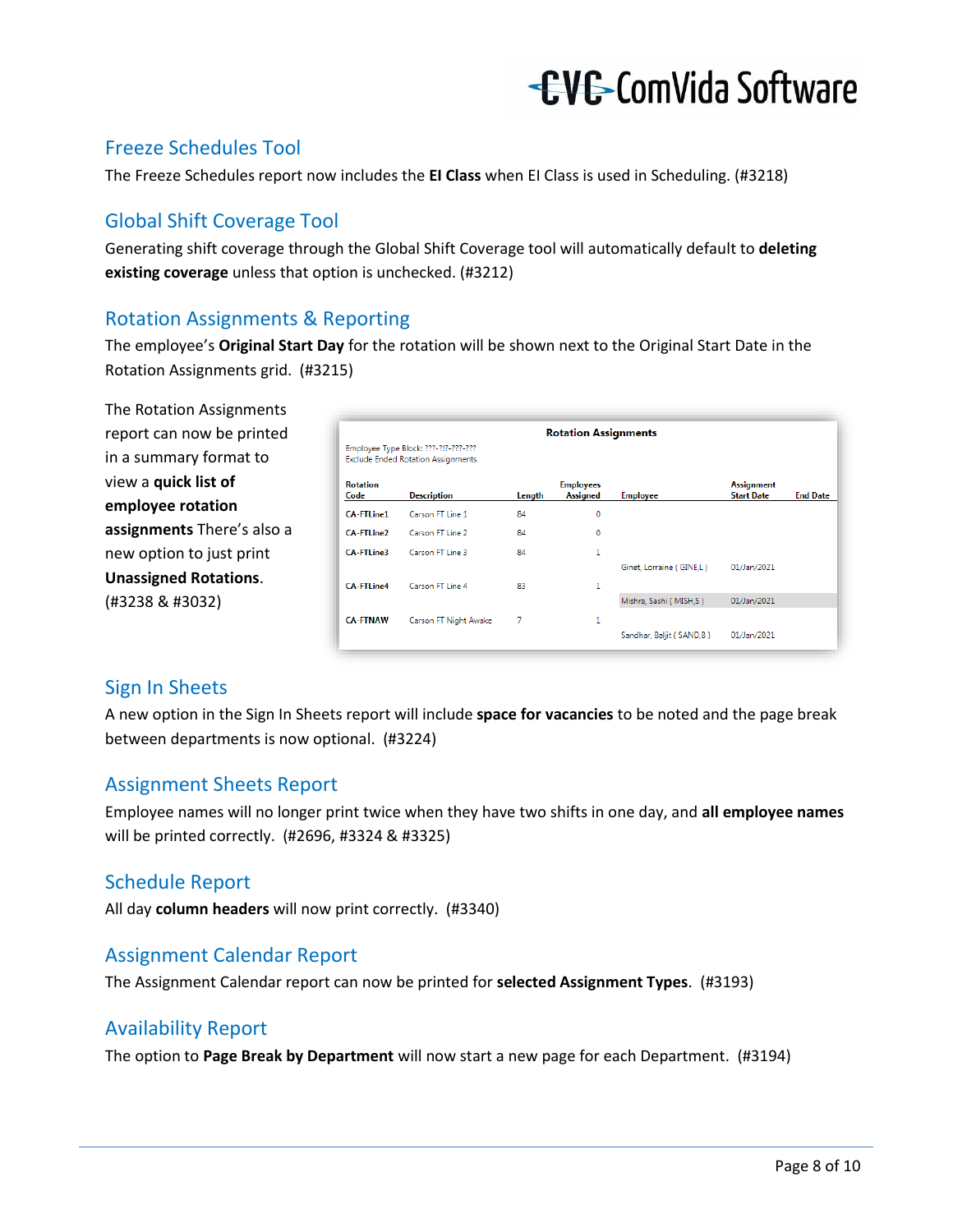## Freeze Schedules Tool

The Freeze Schedules report now includes the **EI Class** when EI Class is used in Scheduling. (#3218)

## Global Shift Coverage Tool

Generating shift coverage through the Global Shift Coverage tool will automatically default to **deleting existing coverage** unless that option is unchecked. (#3212)

## Rotation Assignments & Reporting

The employee's **Original Start Day** for the rotation will be shown next to the Original Start Date in the Rotation Assignments grid. (#3215)

The Rotation Assignments report can now be printed in a summary format to view a **quick list of employee rotation assignments** There's also a new option to just print **Unassigned Rotations**. (#3238 & #3032)

**Rotation Assignments**

Employee Type Block: ???-?|?-???-???
Exclude Ended Rotation Assignments

| Rotation Code | Description | Length | Employees Assigned | Employee | Assignment Start Date | End Date |
|---|---|---|---|---|---|---|
| CA-FTLine1 | Carson FT Line 1 | 84 | 0 | | | |
| CA-FTLine2 | Carson FT Line 2 | 84 | 0 | | | |
| CA-FTLine3 | Carson FT Line 3 | 84 | 1 | | | |
| | | | | Ginet, Lorraine ( GINE,L ) | 01/Jan/2021 | |
| CA-FTLine4 | Carson FT Line 4 | 83 | 1 | | | |
| | | | | Mishra, Sashi ( MISH,S ) | 01/Jan/2021 | |
| CA-FTNAW | Carson FT Night Awake | 7 | 1 | | | |
| | | | | Sandhar, Baljit ( SAND,B ) | 01/Jan/2021 | |

## Sign In Sheets

A new option in the Sign In Sheets report will include **space for vacancies** to be noted and the page break between departments is now optional. (#3224)

## Assignment Sheets Report

Employee names will no longer print twice when they have two shifts in one day, and **all employee names** will be printed correctly. (#2696, #3324 & #3325)

## Schedule Report

All day **column headers** will now print correctly. (#3340)

## Assignment Calendar Report

The Assignment Calendar report can now be printed for **selected Assignment Types**. (#3193)

## Availability Report

The option to **Page Break by Department** will now start a new page for each Department. (#3194)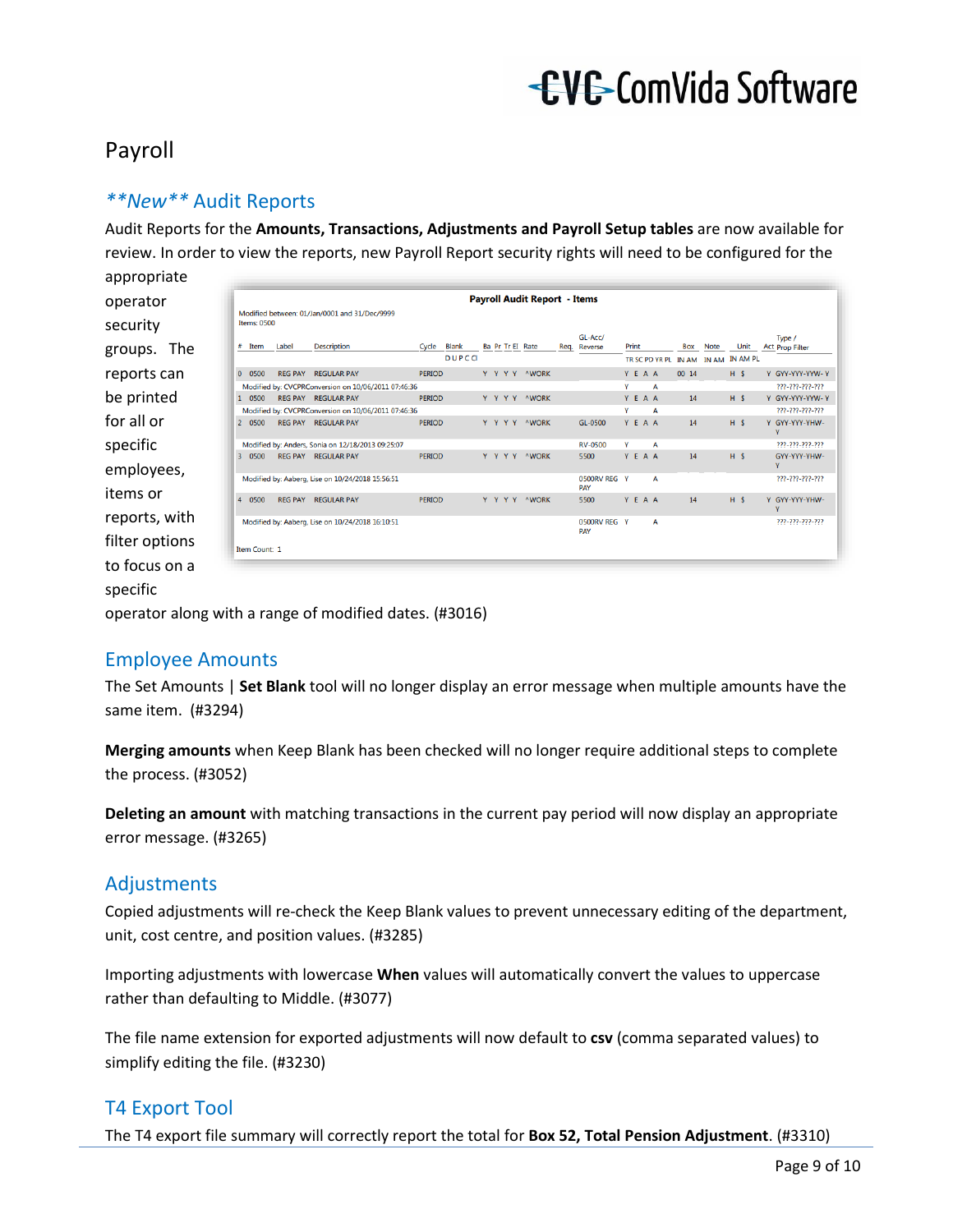# Payroll

## ***New*** Audit Reports

Audit Reports for the **Amounts, Transactions, Adjustments and Payroll Setup tables** are now available for review. In order to view the reports, new Payroll Report security rights will need to be configured for the appropriate operator security groups. The reports can be printed for all or specific employees, items or reports, with filter options to focus on a specific operator along with a range of modified dates. (#3016)

**Payroll Audit Report - Items**

Modified between: 01/Jan/0001 and 31/Dec/9999
Items: 0500

| # | Item | Label | Description | Cycle | Blank D U P C CI | Ba Pr Tr El | Rate | Req. | GL-Acc/ Reverse | Print TR SC PD YR PL | Box IN AM | Note IN AM | Unit IN AM PL | Act | Type / Prop Filter |
|---|---|---|---|---|---|---|---|---|---|---|---|---|---|---|---|
| 0 | 0500 | REG PAY | REGULAR PAY | PERIOD | | Y Y Y Y | ^WORK | | | Y E A A | 00 14 | | H $ | Y | GYY-YYY-YYW-Y |
| Modified by: CVCPRConversion on 10/06/2011 07:46:36 | | | | | | | | | | Y A | | | | | ???-???-???-??? |
| 1 | 0500 | REG PAY | REGULAR PAY | PERIOD | | Y Y Y Y | ^WORK | | | Y E A A | 14 | | H $ | Y | GYY-YYY-YYW-Y |
| Modified by: CVCPRConversion on 10/06/2011 07:46:36 | | | | | | | | | | Y A | | | | | ???-???-???-??? |
| 2 | 0500 | REG PAY | REGULAR PAY | PERIOD | | Y Y Y Y | ^WORK | | GL-0500 | Y E A A | 14 | | H $ | Y | GYY-YYY-YHW-Y |
| Modified by: Anders, Sonia on 12/18/2013 09:25:07 | | | | | | | | | RV-0500 | Y A | | | | | ???-???-???-??? |
| 3 | 0500 | REG PAY | REGULAR PAY | PERIOD | | Y Y Y Y | ^WORK | | 5500 | Y E A A | 14 | | H $ | | GYY-YYY-YHW-Y |
| Modified by: Aaberg, Lise on 10/24/2018 15:56:51 | | | | | | | | | 0500RV REG PAY | Y A | | | | | ???-???-???-??? |
| 4 | 0500 | REG PAY | REGULAR PAY | PERIOD | | Y Y Y Y | ^WORK | | 5500 | Y E A A | 14 | | H $ | Y | GYY-YYY-YHW-Y |
| Modified by: Aaberg, Lise on 10/24/2018 16:10:51 | | | | | | | | | 0500RV REG PAY | Y A | | | | | ???-???-???-??? |

Item Count: 1

## Employee Amounts

The Set Amounts | **Set Blank** tool will no longer display an error message when multiple amounts have the same item. (#3294)

**Merging amounts** when Keep Blank has been checked will no longer require additional steps to complete the process. (#3052)

**Deleting an amount** with matching transactions in the current pay period will now display an appropriate error message. (#3265)

## Adjustments

Copied adjustments will re-check the Keep Blank values to prevent unnecessary editing of the department, unit, cost centre, and position values. (#3285)

Importing adjustments with lowercase **When** values will automatically convert the values to uppercase rather than defaulting to Middle. (#3077)

The file name extension for exported adjustments will now default to **csv** (comma separated values) to simplify editing the file. (#3230)

## T4 Export Tool

The T4 export file summary will correctly report the total for **Box 52, Total Pension Adjustment**. (#3310)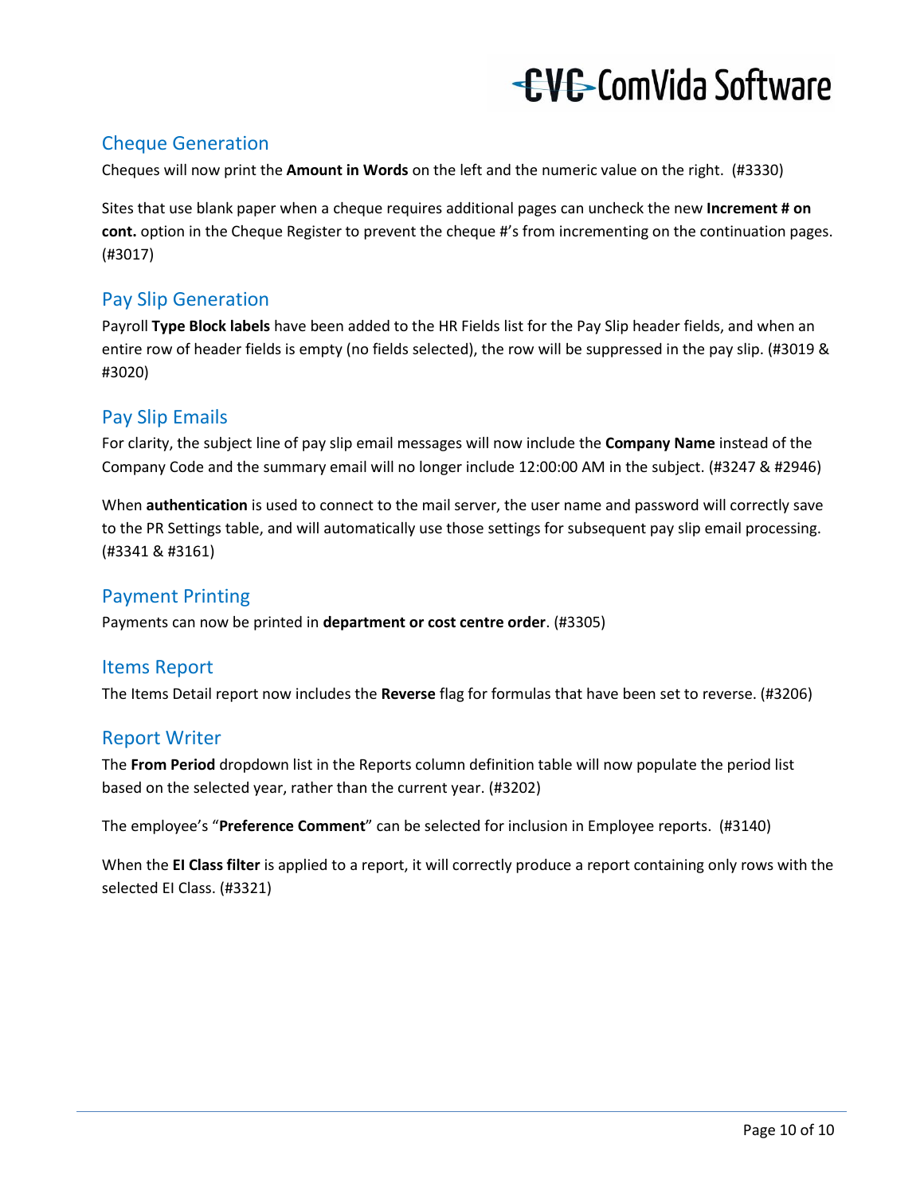## Cheque Generation

Cheques will now print the **Amount in Words** on the left and the numeric value on the right. (#3330)

Sites that use blank paper when a cheque requires additional pages can uncheck the new **Increment # on cont.** option in the Cheque Register to prevent the cheque #'s from incrementing on the continuation pages. (#3017)

## Pay Slip Generation

Payroll **Type Block labels** have been added to the HR Fields list for the Pay Slip header fields, and when an entire row of header fields is empty (no fields selected), the row will be suppressed in the pay slip. (#3019 & #3020)

## Pay Slip Emails

For clarity, the subject line of pay slip email messages will now include the **Company Name** instead of the Company Code and the summary email will no longer include 12:00:00 AM in the subject. (#3247 & #2946)

When **authentication** is used to connect to the mail server, the user name and password will correctly save to the PR Settings table, and will automatically use those settings for subsequent pay slip email processing. (#3341 & #3161)

## Payment Printing

Payments can now be printed in **department or cost centre order**. (#3305)

## Items Report

The Items Detail report now includes the **Reverse** flag for formulas that have been set to reverse. (#3206)

## Report Writer

The **From Period** dropdown list in the Reports column definition table will now populate the period list based on the selected year, rather than the current year. (#3202)

The employee's "**Preference Comment**" can be selected for inclusion in Employee reports. (#3140)

When the **EI Class filter** is applied to a report, it will correctly produce a report containing only rows with the selected EI Class. (#3321)